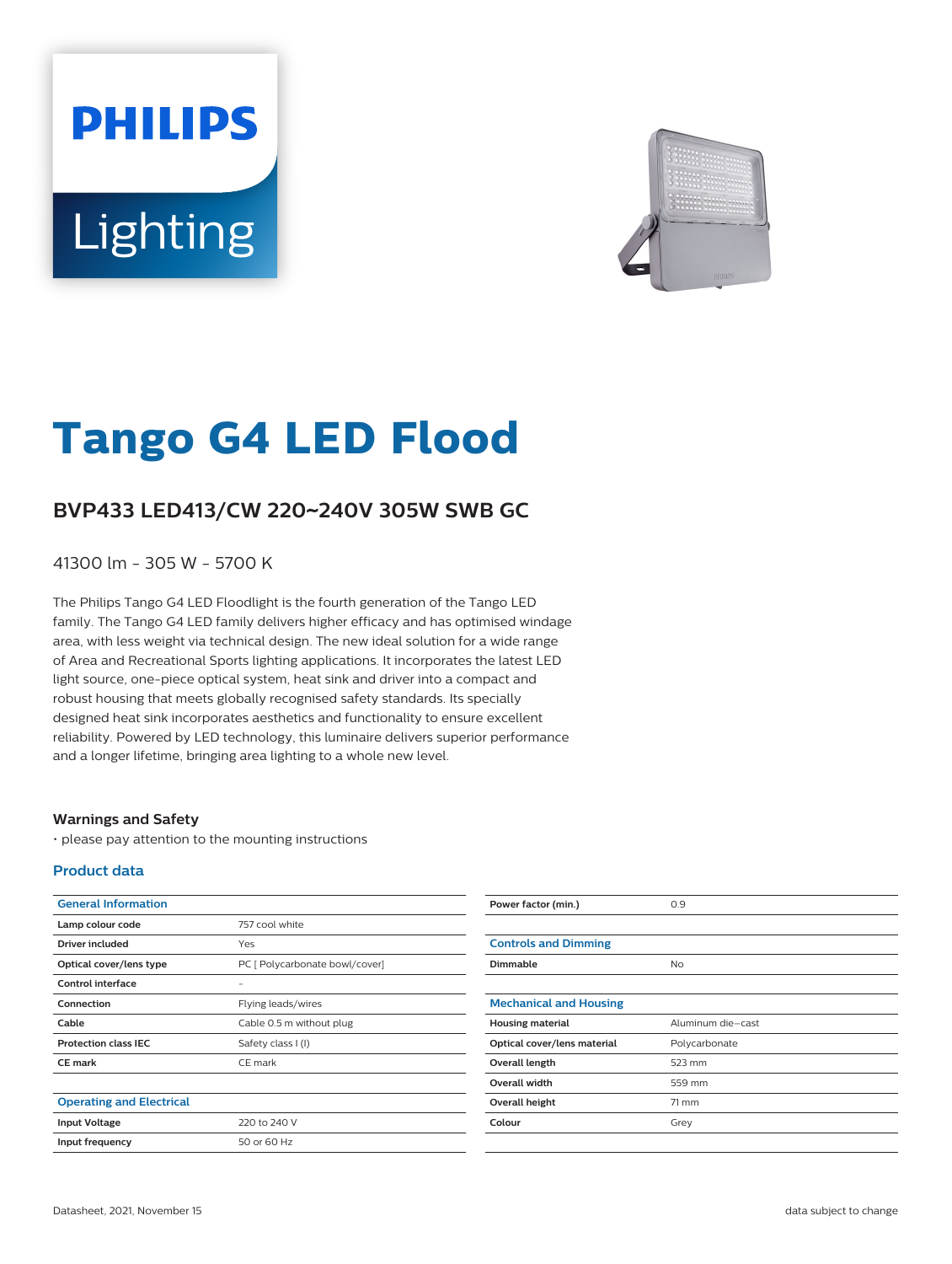# Tango G4 LED Flood

## BVP433 LED413/CW 220~240V 305W SWB GC

41300 lm - 305 W - 5700 K

The Philips Tango G4 LED Floodlight is the fourth generation of the Tango LED family. The Tango G4 LED family delivers higher efficacy and has optimised windage area, with less weight via technical design. The new ideal solution for a wide range of Area and Recreational Sports lighting applications. It incorporates the latest LED light source, one-piece optical system, heat sink and driver into a compact and robust housing that meets globally recognised safety standards. Its specially designed heat sink incorporates aesthetics and functionality to ensure excellent reliability. Powered by LED technology, this luminaire delivers superior performance and a longer lifetime, bringing area lighting to a whole new level.

### Warnings and Safety

- please pay attention to the mounting instructions

### Product data

| General Information | |
|---|---|
| Lamp colour code | 757 cool white |
| Driver included | Yes |
| Optical cover/lens type | PC [ Polycarbonate bowl/cover] |
| Control interface | - |
| Connection | Flying leads/wires |
| Cable | Cable 0.5 m without plug |
| Protection class IEC | Safety class I (I) |
| CE mark | CE mark |

| Operating and Electrical | |
|---|---|
| Input Voltage | 220 to 240 V |
| Input frequency | 50 or 60 Hz |
| Power factor (min.) | 0.9 |

| Controls and Dimming | |
|---|---|
| Dimmable | No |

| Mechanical and Housing | |
|---|---|
| Housing material | Aluminum die-cast |
| Optical cover/lens material | Polycarbonate |
| Overall length | 523 mm |
| Overall width | 559 mm |
| Overall height | 71 mm |
| Colour | Grey |

Datasheet, 2021, November 15

data subject to change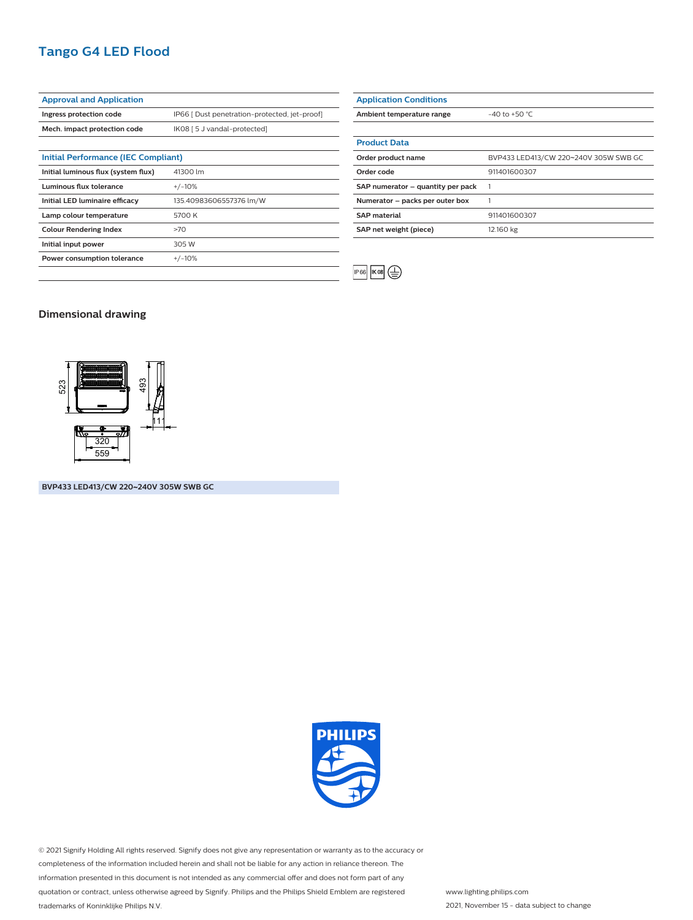# Tango G4 LED Flood

| Approval and Application | |
|---|---|
| Ingress protection code | IP66 [ Dust penetration-protected, jet-proof] |
| Mech. impact protection code | IK08 [ 5 J vandal-protected] |

| Initial Performance (IEC Compliant) | |
|---|---|
| Initial luminous flux (system flux) | 41300 lm |
| Luminous flux tolerance | +/-10% |
| Initial LED luminaire efficacy | 135.40983606557376 lm/W |
| Lamp colour temperature | 5700 K |
| Colour Rendering Index | >70 |
| Initial input power | 305 W |
| Power consumption tolerance | +/-10% |

| Application Conditions | |
|---|---|
| Ambient temperature range | -40 to +50 °C |

| Product Data | |
|---|---|
| Order product name | BVP433 LED413/CW 220~240V 305W SWB GC |
| Order code | 911401600307 |
| SAP numerator – quantity per pack | 1 |
| Numerator – packs per outer box | 1 |
| SAP material | 911401600307 |
| SAP net weight (piece) | 12.160 kg |

IP66 IK08

## Dimensional drawing

523
493
111
320
559

BVP433 LED413/CW 220~240V 305W SWB GC

© 2021 Signify Holding All rights reserved. Signify does not give any representation or warranty as to the accuracy or completeness of the information included herein and shall not be liable for any action in reliance thereon. The information presented in this document is not intended as any commercial offer and does not form part of any quotation or contract, unless otherwise agreed by Signify. Philips and the Philips Shield Emblem are registered trademarks of Koninklijke Philips N.V.

www.lighting.philips.com

2021, November 15 - data subject to change